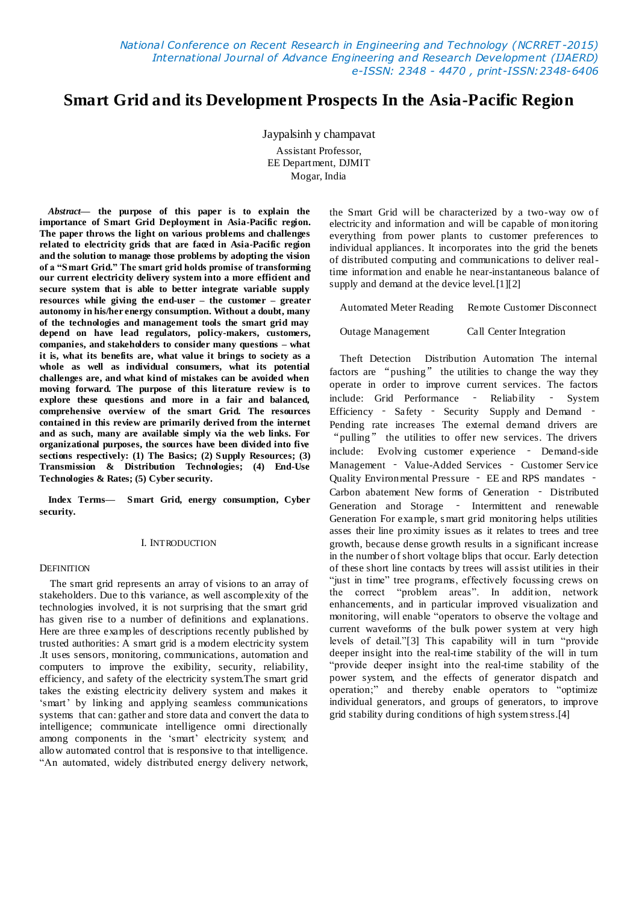# Smart Grid and its Development Prospects In the Asia-Pacific Region

Jaypalsinh y champavat

Assistant Professor,
EE Department, DJMIT
Mogar, India

***Abstract*— the purpose of this paper is to explain the importance of Smart Grid Deployment in Asia-Pacific region. The paper throws the light on various problems and challenges related to electricity grids that are faced in Asia-Pacific region and the solution to manage those problems by adopting the vision of a "Smart Grid." The smart grid holds promise of transforming our current electricity delivery system into a more efficient and secure system that is able to better integrate variable supply resources while giving the end-user – the customer – greater autonomy in his/her energy consumption. Without a doubt, many of the technologies and management tools the smart grid may depend on have lead regulators, policy-makers, customers, companies, and stakeholders to consider many questions – what it is, what its benefits are, what value it brings to society as a whole as well as individual consumers, what its potential challenges are, and what kind of mistakes can be avoided when moving forward. The purpose of this literature review is to explore these questions and more in a fair and balanced, comprehensive overview of the smart Grid. The resources contained in this review are primarily derived from the internet and as such, many are available simply via the web links. For organizational purposes, the sources have been divided into five sections respectively: (1) The Basics; (2) Supply Resources; (3) Transmission & Distribution Technologies; (4) End-Use Technologies & Rates; (5) Cyber security.**

***Index Terms*— Smart Grid, energy consumption, Cyber security.**

## I. INTRODUCTION

### DEFINITION

The smart grid represents an array of visions to an array of stakeholders. Due to this variance, as well ascomplexity of the technologies involved, it is not surprising that the smart grid has given rise to a number of definitions and explanations. Here are three examples of descriptions recently published by trusted authorities: A smart grid is a modern electricity system .It uses sensors, monitoring, communications, automation and computers to improve the exibility, security, reliability, efficiency, and safety of the electricity system.The smart grid takes the existing electricity delivery system and makes it 'smart' by linking and applying seamless communications systems that can: gather and store data and convert the data to intelligence; communicate intelligence omni directionally among components in the 'smart' electricity system; and allow automated control that is responsive to that intelligence. "An automated, widely distributed energy delivery network, the Smart Grid will be characterized by a two-way ow of electricity and information and will be capable of monitoring everything from power plants to customer preferences to individual appliances. It incorporates into the grid the benets of distributed computing and communications to deliver real-time information and enable he near-instantaneous balance of supply and demand at the device level.[1][2]

| Automated Meter Reading | Remote Customer Disconnect |
|---|---|
| Outage Management | Call Center Integration |

Theft Detection Distribution Automation The internal factors are "pushing" the utilities to change the way they operate in order to improve current services. The factors include: Grid Performance - Reliability - System Efficiency - Safety - Security Supply and Demand - Pending rate increases The external demand drivers are "pulling" the utilities to offer new services. The drivers include: Evolving customer experience - Demand-side Management - Value-Added Services - Customer Service Quality Environmental Pressure - EE and RPS mandates - Carbon abatement New forms of Generation - Distributed Generation and Storage - Intermittent and renewable Generation For example, smart grid monitoring helps utilities asses their line proximity issues as it relates to trees and tree growth, because dense growth results in a significant increase in the number of short voltage blips that occur. Early detection of these short line contacts by trees will assist utilities in their "just in time" tree programs, effectively focussing crews on the correct "problem areas". In addition, network enhancements, and in particular improved visualization and monitoring, will enable "operators to observe the voltage and current waveforms of the bulk power system at very high levels of detail."[3] This capability will in turn "provide deeper insight into the real-time stability of the will in turn "provide deeper insight into the real-time stability of the power system, and the effects of generator dispatch and operation;" and thereby enable operators to "optimize individual generators, and groups of generators, to improve grid stability during conditions of high system stress.[4]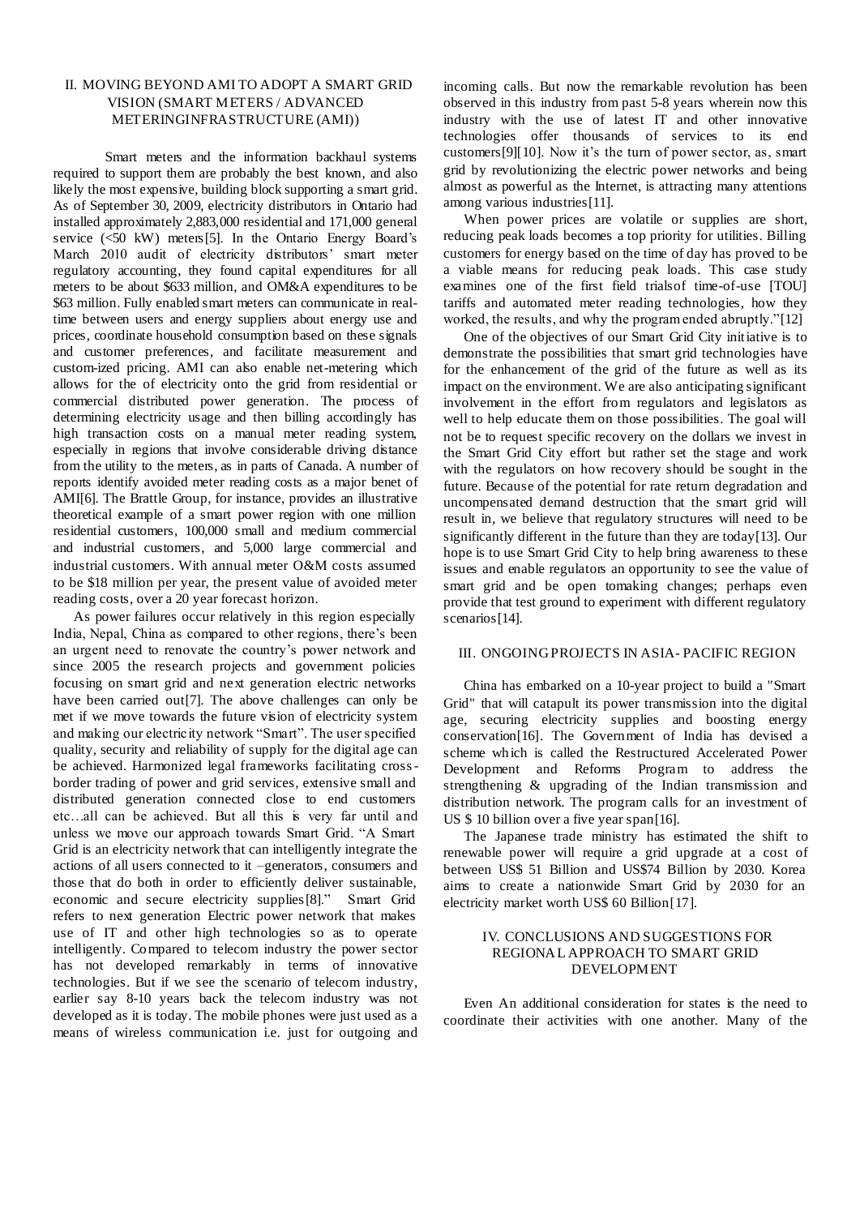## II. MOVING BEYOND AMI TO ADOPT A SMART GRID VISION (SMART METERS / ADVANCED METERINGINFRASTRUCTURE (AMI))

Smart meters and the information backhaul systems required to support them are probably the best known, and also likely the most expensive, building block supporting a smart grid. As of September 30, 2009, electricity distributors in Ontario had installed approximately 2,883,000 residential and 171,000 general service (<50 kW) meters[5]. In the Ontario Energy Board's March 2010 audit of electricity distributors' smart meter regulatory accounting, they found capital expenditures for all meters to be about $633 million, and OM&A expenditures to be $63 million. Fully enabled smart meters can communicate in real-time between users and energy suppliers about energy use and prices, coordinate household consumption based on these signals and customer preferences, and facilitate measurement and custom-ized pricing. AMI can also enable net-metering which allows for the of the electricity onto the grid from residential or commercial distributed power generation. The process of determining electricity usage and then billing accordingly has high transaction costs on a manual meter reading system, especially in regions that involve considerable driving distance from the utility to the meters, as in parts of Canada. A number of reports identify avoided meter reading costs as a major benet of AMI[6]. The Brattle Group, for instance, provides an illustrative theoretical example of a smart power region with one million residential customers, 100,000 small and medium commercial and industrial customers, and 5,000 large commercial and industrial customers. With annual meter O&M costs assumed to be $18 million per year, the present value of avoided meter reading costs, over a 20 year forecast horizon.

As power failures occur relatively in this region especially India, Nepal, China as compared to other regions, there's been an urgent need to renovate the country's power network and since 2005 the research projects and government policies focusing on smart grid and next generation electric networks have been carried out[7]. The above challenges can only be met if we move towards the future vision of electricity system and making our electricity network "Smart". The user specified quality, security and reliability of supply for the digital age can be achieved. Harmonized legal frameworks facilitating cross-border trading of power and grid services, extensive small and distributed generation connected close to end customers etc…all can be achieved. But all this is very far until and unless we move our approach towards Smart Grid. "A Smart Grid is an electricity network that can intelligently integrate the actions of all users connected to it –generators, consumers and those that do both in order to efficiently deliver sustainable, economic and secure electricity supplies[8]." Smart Grid refers to next generation Electric power network that makes use of IT and other high technologies so as to operate intelligently. Compared to telecom industry the power sector has not developed remarkably in terms of innovative technologies. But if we see the scenario of telecom industry, earlier say 8-10 years back the telecom industry was not developed as it is today. The mobile phones were just used as a means of wireless communication i.e. just for outgoing and incoming calls. But now the remarkable revolution has been observed in this industry from past 5-8 years wherein now this industry with the use of latest IT and other innovative technologies offer thousands of services to its end customers[9][10]. Now it's the turn of power sector, as, smart grid by revolutionizing the electric power networks and being almost as powerful as the Internet, is attracting many attentions among various industries[11].

When power prices are volatile or supplies are short, reducing peak loads becomes a top priority for utilities. Billing customers for energy based on the time of day has proved to be a viable means for reducing peak loads. This case study examines one of the first field trialsof time-of-use [TOU] tariffs and automated meter reading technologies, how they worked, the results, and why the program ended abruptly."[12]

One of the objectives of our Smart Grid City initiative is to demonstrate the possibilities that smart grid technologies have for the enhancement of the grid of the future as well as its impact on the environment. We are also anticipating significant involvement in the effort from regulators and legislators as well to help educate them on those possibilities. The goal will not be to request specific recovery on the dollars we invest in the Smart Grid City effort but rather set the stage and work with the regulators on how recovery should be sought in the future. Because of the potential for rate return degradation and uncompensated demand destruction that the smart grid will result in, we believe that regulatory structures will need to be significantly different in the future than they are today[13]. Our hope is to use Smart Grid City to help bring awareness to these issues and enable regulators an opportunity to see the value of smart grid and be open tomaking changes; perhaps even provide that test ground to experiment with different regulatory scenarios[14].

## III. ONGOING PROJECTS IN ASIA- PACIFIC REGION

China has embarked on a 10-year project to build a "Smart Grid" that will catapult its power transmission into the digital age, securing electricity supplies and boosting energy conservation[16]. The Government of India has devised a scheme which is called the Restructured Accelerated Power Development and Reforms Program to address the strengthening & upgrading of the Indian transmission and distribution network. The program calls for an investment of US $ 10 billion over a five year span[16].

The Japanese trade ministry has estimated the shift to renewable power will require a grid upgrade at a cost of between US$ 51 Billion and US$74 Billion by 2030. Korea aims to create a nationwide Smart Grid by 2030 for an electricity market worth US$ 60 Billion[17].

## IV. CONCLUSIONS AND SUGGESTIONS FOR REGIONAL APPROACH TO SMART GRID DEVELOPMENT

Even An additional consideration for states is the need to coordinate their activities with one another. Many of the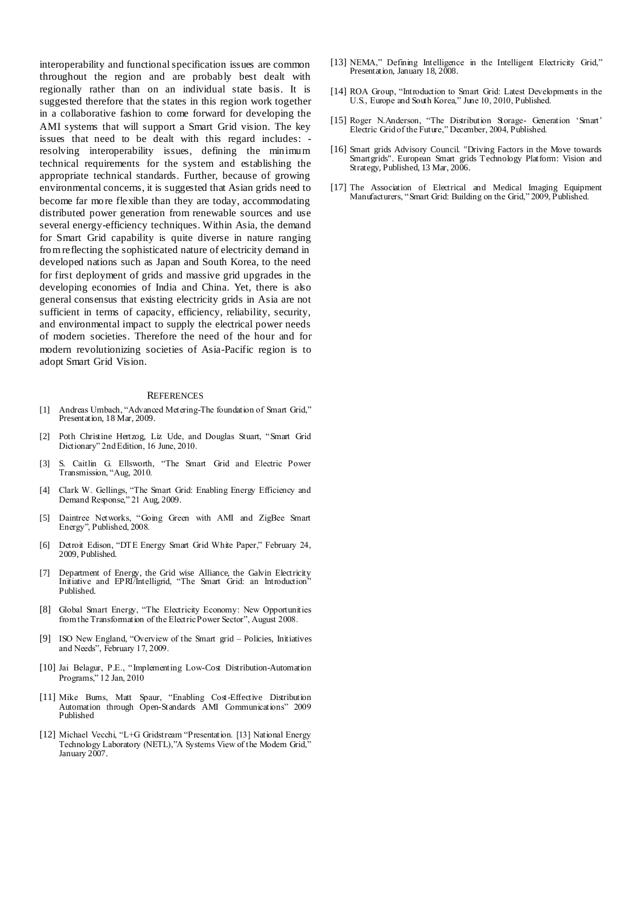interoperability and functional specification issues are common throughout the region and are probably best dealt with regionally rather than on an individual state basis. It is suggested therefore that the states in this region work together in a collaborative fashion to come forward for developing the AMI systems that will support a Smart Grid vision. The key issues that need to be dealt with this regard includes: - resolving interoperability issues, defining the minimum technical requirements for the system and establishing the appropriate technical standards. Further, because of growing environmental concerns, it is suggested that Asian grids need to become far more flexible than they are today, accommodating distributed power generation from renewable sources and use several energy-efficiency techniques. Within Asia, the demand for Smart Grid capability is quite diverse in nature ranging from reflecting the sophisticated nature of electricity demand in developed nations such as Japan and South Korea, to the need for first deployment of grids and massive grid upgrades in the developing economies of India and China. Yet, there is also general consensus that existing electricity grids in Asia are not sufficient in terms of capacity, efficiency, reliability, security, and environmental impact to supply the electrical power needs of modern societies. Therefore the need of the hour and for modern revolutionizing societies of Asia-Pacific region is to adopt Smart Grid Vision.

## REFERENCES

[1] Andreas Umbach, "Advanced Metering-The foundation of Smart Grid," Presentation, 18 Mar, 2009.

[2] Poth Christine Hertzog, Liz Ude, and Douglas Stuart, "Smart Grid Dictionary" 2nd Edition, 16 June, 2010.

[3] S. Caitlin G. Ellsworth, "The Smart Grid and Electric Power Transmission, "Aug, 2010.

[4] Clark W. Gellings, "The Smart Grid: Enabling Energy Efficiency and Demand Response," 21 Aug, 2009.

[5] Daintree Networks, "Going Green with AMI and ZigBee Smart Energy", Published, 2008.

[6] Detroit Edison, "DTE Energy Smart Grid White Paper," February 24, 2009, Published.

[7] Department of Energy, the Grid wise Alliance, the Galvin Electricity Initiative and EPRI/Intelligrid, "The Smart Grid: an Introduction" Published.

[8] Global Smart Energy, "The Electricity Economy: New Opportunities from the Transformation of the Electric Power Sector", August 2008.

[9] ISO New England, "Overview of the Smart grid – Policies, Initiatives and Needs", February 17, 2009.

[10] Jai Belagur, P.E., "Implementing Low-Cost Distribution-Automation Programs," 12 Jan, 2010

[11] Mike Burns, Matt Spaur, "Enabling Cost-Effective Distribution Automation through Open-Standards AMI Communications" 2009 Published

[12] Michael Vecchi, "L+G Gridstream "Presentation. [13] National Energy Technology Laboratory (NETL),"A Systems View of the Modern Grid," January 2007.

[13] NEMA," Defining Intelligence in the Intelligent Electricity Grid," Presentation, January 18, 2008.

[14] ROA Group, "Introduction to Smart Grid: Latest Developments in the U.S., Europe and South Korea," June 10, 2010, Published.

[15] Roger N.Anderson, "The Distribution Storage- Generation 'Smart' Electric Grid of the Future," December, 2004, Published.

[16] Smart grids Advisory Council. "Driving Factors in the Move towards Smartgrids". European Smart grids Technology Platform: Vision and Strategy, Published, 13 Mar, 2006.

[17] The Association of Electrical and Medical Imaging Equipment Manufacturers, "Smart Grid: Building on the Grid," 2009, Published.